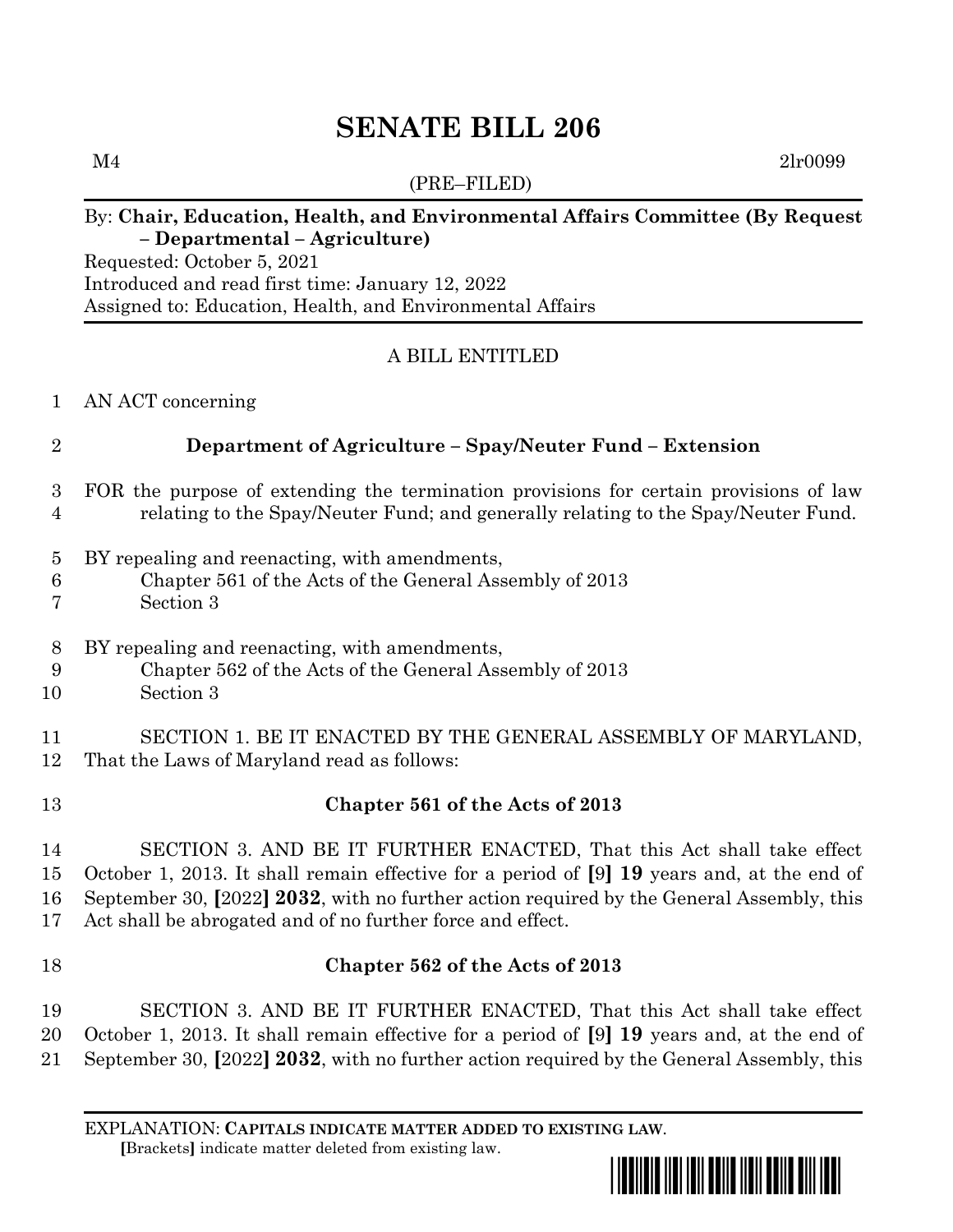# SENATE BILL 206

M4 2lr0099

(PRE–FILED)

By: **Chair, Education, Health, and Environmental Affairs Committee (By Request – Departmental – Agriculture)**

Requested: October 5, 2021

Introduced and read first time: January 12, 2022

Assigned to: Education, Health, and Environmental Affairs

A BILL ENTITLED

AN ACT concerning

**Department of Agriculture – Spay/Neuter Fund – Extension**

FOR the purpose of extending the termination provisions for certain provisions of law relating to the Spay/Neuter Fund; and generally relating to the Spay/Neuter Fund.

BY repealing and reenacting, with amendments,
Chapter 561 of the Acts of the General Assembly of 2013
Section 3

BY repealing and reenacting, with amendments,
Chapter 562 of the Acts of the General Assembly of 2013
Section 3

SECTION 1. BE IT ENACTED BY THE GENERAL ASSEMBLY OF MARYLAND, That the Laws of Maryland read as follows:

**Chapter 561 of the Acts of 2013**

SECTION 3. AND BE IT FURTHER ENACTED, That this Act shall take effect October 1, 2013. It shall remain effective for a period of **[**9**]** **19** years and, at the end of September 30, **[**2022**]** **2032**, with no further action required by the General Assembly, this Act shall be abrogated and of no further force and effect.

**Chapter 562 of the Acts of 2013**

SECTION 3. AND BE IT FURTHER ENACTED, That this Act shall take effect October 1, 2013. It shall remain effective for a period of **[**9**]** **19** years and, at the end of September 30, **[**2022**]** **2032**, with no further action required by the General Assembly, this

EXPLANATION: **CAPITALS INDICATE MATTER ADDED TO EXISTING LAW**.
**[**Brackets**]** indicate matter deleted from existing law.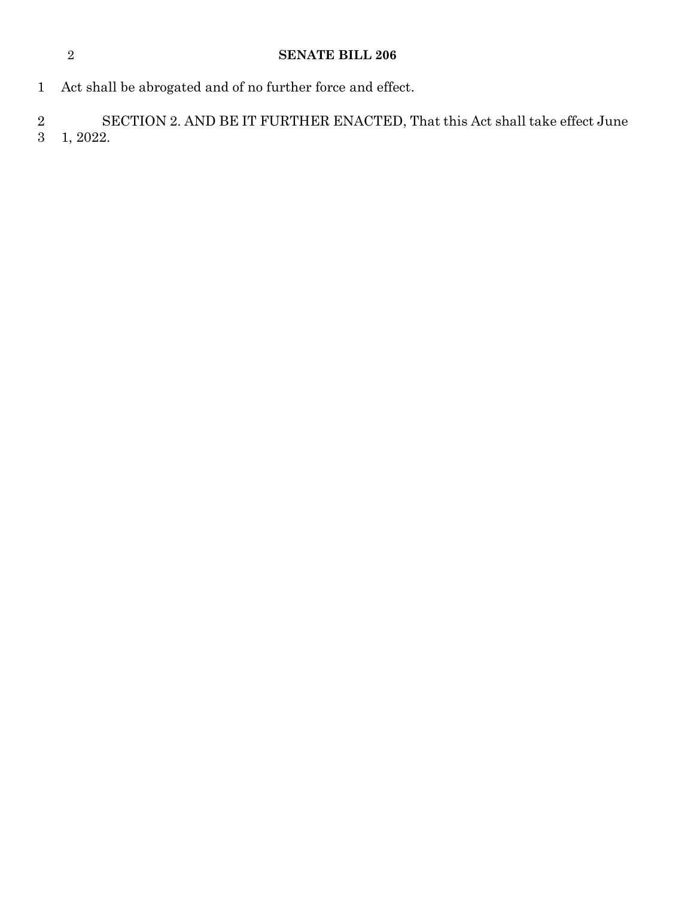Act shall be abrogated and of no further force and effect.

SECTION 2. AND BE IT FURTHER ENACTED, That this Act shall take effect June 1, 2022.